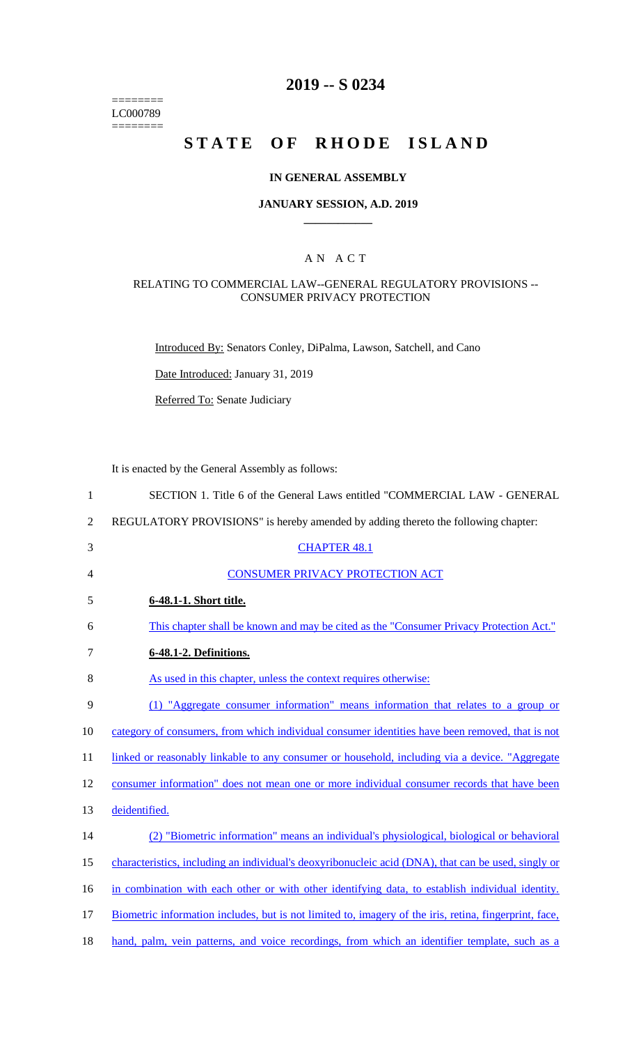========
LC000789
========

# 2019 -- S 0234

# STATE OF RHODE ISLAND

## IN GENERAL ASSEMBLY

### JANUARY SESSION, A.D. 2019

____________

A N A C T

RELATING TO COMMERCIAL LAW--GENERAL REGULATORY PROVISIONS -- CONSUMER PRIVACY PROTECTION

Introduced By: Senators Conley, DiPalma, Lawson, Satchell, and Cano

Date Introduced: January 31, 2019

Referred To: Senate Judiciary

It is enacted by the General Assembly as follows:

1 SECTION 1. Title 6 of the General Laws entitled "COMMERCIAL LAW - GENERAL
2 REGULATORY PROVISIONS" is hereby amended by adding thereto the following chapter:
3 CHAPTER 48.1
4 CONSUMER PRIVACY PROTECTION ACT
5 **6-48.1-1. Short title.**
6 This chapter shall be known and may be cited as the "Consumer Privacy Protection Act."
7 **6-48.1-2. Definitions.**
8 As used in this chapter, unless the context requires otherwise:
9 (1) "Aggregate consumer information" means information that relates to a group or
10 category of consumers, from which individual consumer identities have been removed, that is not
11 linked or reasonably linkable to any consumer or household, including via a device. "Aggregate
12 consumer information" does not mean one or more individual consumer records that have been
13 deidentified.
14 (2) "Biometric information" means an individual's physiological, biological or behavioral
15 characteristics, including an individual's deoxyribonucleic acid (DNA), that can be used, singly or
16 in combination with each other or with other identifying data, to establish individual identity.
17 Biometric information includes, but is not limited to, imagery of the iris, retina, fingerprint, face,
18 hand, palm, vein patterns, and voice recordings, from which an identifier template, such as a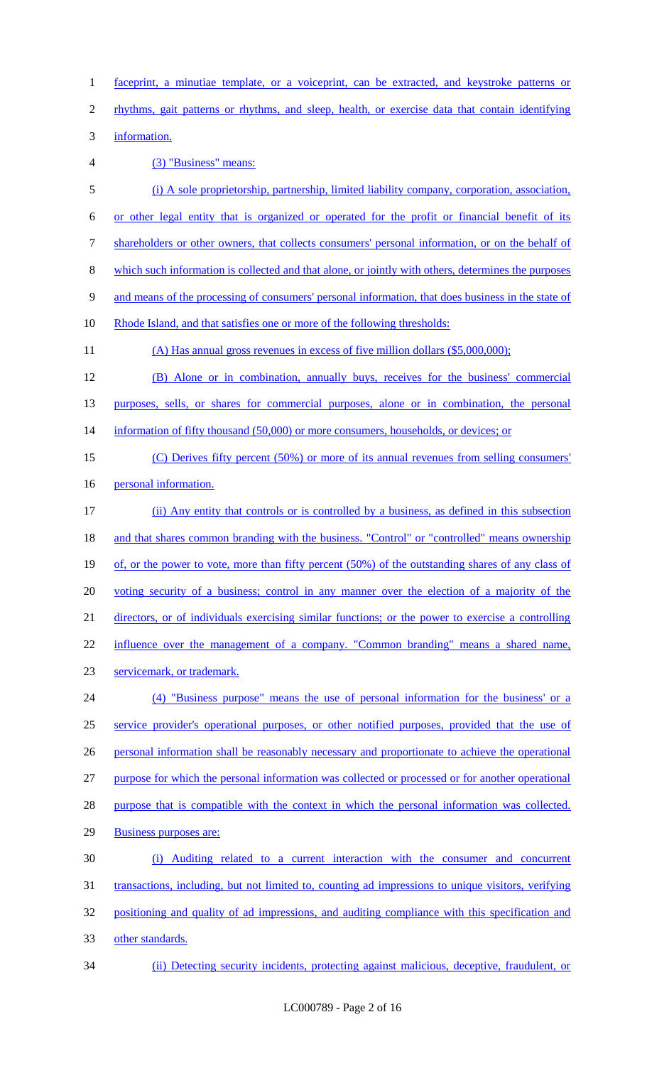faceprint, a minutiae template, or a voiceprint, can be extracted, and keystroke patterns or rhythms, gait patterns or rhythms, and sleep, health, or exercise data that contain identifying information.

(3) "Business" means:

(i) A sole proprietorship, partnership, limited liability company, corporation, association, or other legal entity that is organized or operated for the profit or financial benefit of its shareholders or other owners, that collects consumers' personal information, or on the behalf of which such information is collected and that alone, or jointly with others, determines the purposes and means of the processing of consumers' personal information, that does business in the state of Rhode Island, and that satisfies one or more of the following thresholds:

(A) Has annual gross revenues in excess of five million dollars ($5,000,000);

(B) Alone or in combination, annually buys, receives for the business' commercial purposes, sells, or shares for commercial purposes, alone or in combination, the personal information of fifty thousand (50,000) or more consumers, households, or devices; or

(C) Derives fifty percent (50%) or more of its annual revenues from selling consumers' personal information.

(ii) Any entity that controls or is controlled by a business, as defined in this subsection and that shares common branding with the business. "Control" or "controlled" means ownership of, or the power to vote, more than fifty percent (50%) of the outstanding shares of any class of voting security of a business; control in any manner over the election of a majority of the directors, or of individuals exercising similar functions; or the power to exercise a controlling influence over the management of a company. "Common branding" means a shared name, servicemark, or trademark.

(4) "Business purpose" means the use of personal information for the business' or a service provider's operational purposes, or other notified purposes, provided that the use of personal information shall be reasonably necessary and proportionate to achieve the operational purpose for which the personal information was collected or processed or for another operational purpose that is compatible with the context in which the personal information was collected. Business purposes are:

(i) Auditing related to a current interaction with the consumer and concurrent transactions, including, but not limited to, counting ad impressions to unique visitors, verifying positioning and quality of ad impressions, and auditing compliance with this specification and other standards.

(ii) Detecting security incidents, protecting against malicious, deceptive, fraudulent, or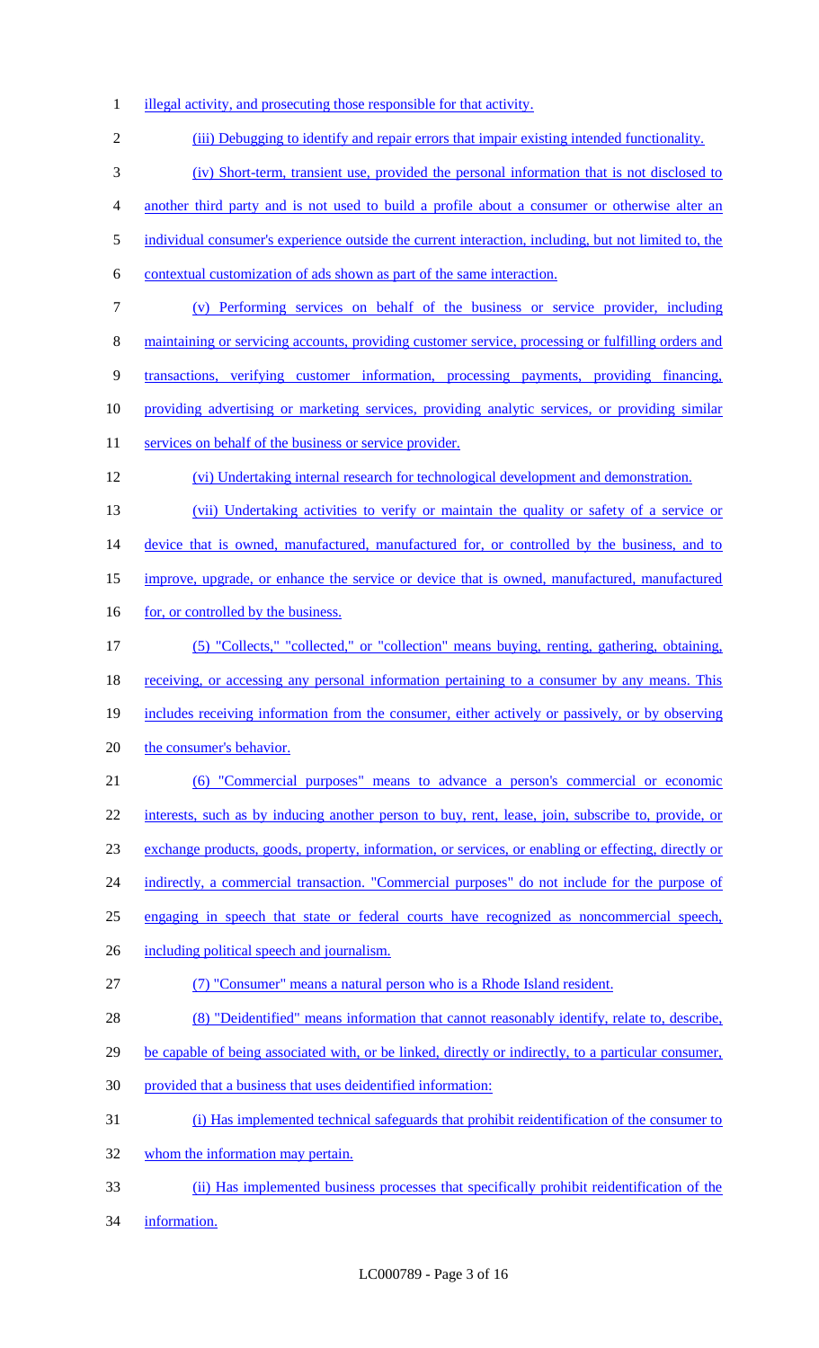illegal activity, and prosecuting those responsible for that activity.

(iii) Debugging to identify and repair errors that impair existing intended functionality.

(iv) Short-term, transient use, provided the personal information that is not disclosed to another third party and is not used to build a profile about a consumer or otherwise alter an individual consumer's experience outside the current interaction, including, but not limited to, the contextual customization of ads shown as part of the same interaction.

(v) Performing services on behalf of the business or service provider, including maintaining or servicing accounts, providing customer service, processing or fulfilling orders and transactions, verifying customer information, processing payments, providing financing, providing advertising or marketing services, providing analytic services, or providing similar services on behalf of the business or service provider.

(vi) Undertaking internal research for technological development and demonstration.

(vii) Undertaking activities to verify or maintain the quality or safety of a service or device that is owned, manufactured, manufactured for, or controlled by the business, and to improve, upgrade, or enhance the service or device that is owned, manufactured, manufactured for, or controlled by the business.

(5) "Collects," "collected," or "collection" means buying, renting, gathering, obtaining, receiving, or accessing any personal information pertaining to a consumer by any means. This includes receiving information from the consumer, either actively or passively, or by observing the consumer's behavior.

(6) "Commercial purposes" means to advance a person's commercial or economic interests, such as by inducing another person to buy, rent, lease, join, subscribe to, provide, or exchange products, goods, property, information, or services, or enabling or effecting, directly or indirectly, a commercial transaction. "Commercial purposes" do not include for the purpose of engaging in speech that state or federal courts have recognized as noncommercial speech, including political speech and journalism.

(7) "Consumer" means a natural person who is a Rhode Island resident.

(8) "Deidentified" means information that cannot reasonably identify, relate to, describe, be capable of being associated with, or be linked, directly or indirectly, to a particular consumer, provided that a business that uses deidentified information:

(i) Has implemented technical safeguards that prohibit reidentification of the consumer to whom the information may pertain.

(ii) Has implemented business processes that specifically prohibit reidentification of the information.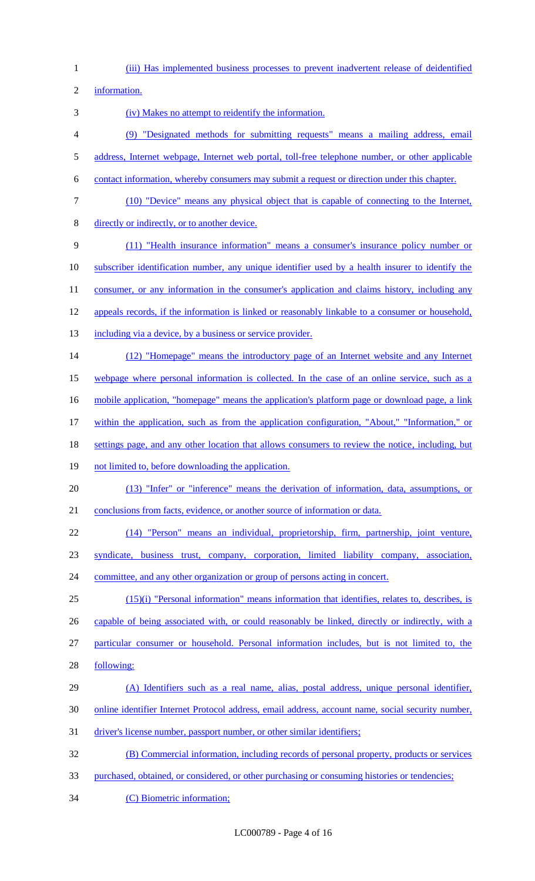(iii) Has implemented business processes to prevent inadvertent release of deidentified information.

(iv) Makes no attempt to reidentify the information.

(9) "Designated methods for submitting requests" means a mailing address, email address, Internet webpage, Internet web portal, toll-free telephone number, or other applicable contact information, whereby consumers may submit a request or direction under this chapter.

(10) "Device" means any physical object that is capable of connecting to the Internet, directly or indirectly, or to another device.

(11) "Health insurance information" means a consumer's insurance policy number or subscriber identification number, any unique identifier used by a health insurer to identify the consumer, or any information in the consumer's application and claims history, including any appeals records, if the information is linked or reasonably linkable to a consumer or household, including via a device, by a business or service provider.

(12) "Homepage" means the introductory page of an Internet website and any Internet webpage where personal information is collected. In the case of an online service, such as a mobile application, "homepage" means the application's platform page or download page, a link within the application, such as from the application configuration, "About," "Information," or settings page, and any other location that allows consumers to review the notice, including, but not limited to, before downloading the application.

(13) "Infer" or "inference" means the derivation of information, data, assumptions, or conclusions from facts, evidence, or another source of information or data.

(14) "Person" means an individual, proprietorship, firm, partnership, joint venture, syndicate, business trust, company, corporation, limited liability company, association, committee, and any other organization or group of persons acting in concert.

(15)(i) "Personal information" means information that identifies, relates to, describes, is capable of being associated with, or could reasonably be linked, directly or indirectly, with a particular consumer or household. Personal information includes, but is not limited to, the following:

(A) Identifiers such as a real name, alias, postal address, unique personal identifier, online identifier Internet Protocol address, email address, account name, social security number, driver's license number, passport number, or other similar identifiers;

(B) Commercial information, including records of personal property, products or services purchased, obtained, or considered, or other purchasing or consuming histories or tendencies;

(C) Biometric information;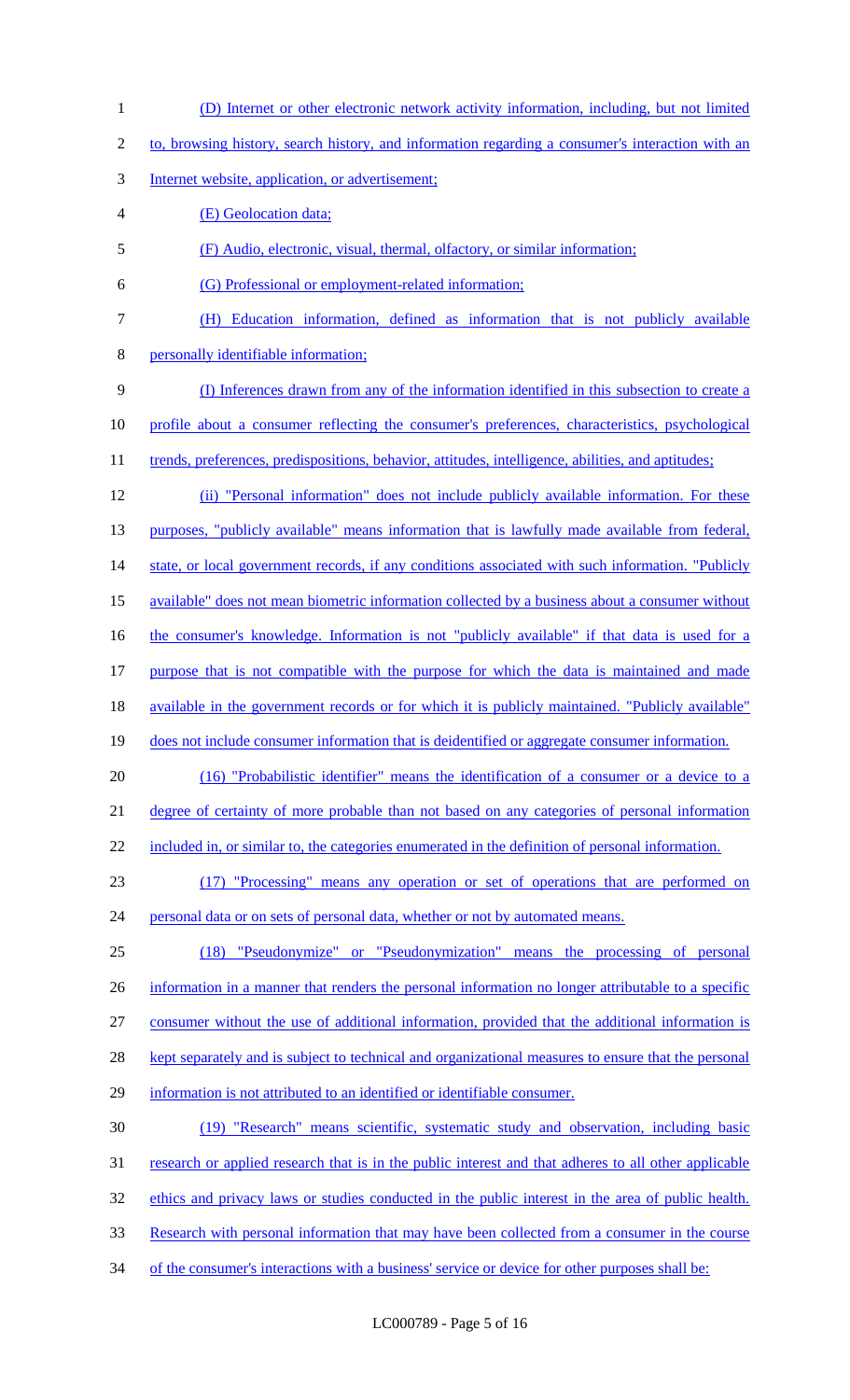(D) Internet or other electronic network activity information, including, but not limited to, browsing history, search history, and information regarding a consumer's interaction with an Internet website, application, or advertisement;

(E) Geolocation data;

(F) Audio, electronic, visual, thermal, olfactory, or similar information;

(G) Professional or employment-related information;

(H) Education information, defined as information that is not publicly available personally identifiable information;

(I) Inferences drawn from any of the information identified in this subsection to create a profile about a consumer reflecting the consumer's preferences, characteristics, psychological trends, preferences, predispositions, behavior, attitudes, intelligence, abilities, and aptitudes;

(ii) "Personal information" does not include publicly available information. For these purposes, "publicly available" means information that is lawfully made available from federal, state, or local government records, if any conditions associated with such information. "Publicly available" does not mean biometric information collected by a business about a consumer without the consumer's knowledge. Information is not "publicly available" if that data is used for a purpose that is not compatible with the purpose for which the data is maintained and made available in the government records or for which it is publicly maintained. "Publicly available" does not include consumer information that is deidentified or aggregate consumer information.

(16) "Probabilistic identifier" means the identification of a consumer or a device to a degree of certainty of more probable than not based on any categories of personal information included in, or similar to, the categories enumerated in the definition of personal information.

(17) "Processing" means any operation or set of operations that are performed on personal data or on sets of personal data, whether or not by automated means.

(18) "Pseudonymize" or "Pseudonymization" means the processing of personal information in a manner that renders the personal information no longer attributable to a specific consumer without the use of additional information, provided that the additional information is kept separately and is subject to technical and organizational measures to ensure that the personal information is not attributed to an identified or identifiable consumer.

(19) "Research" means scientific, systematic study and observation, including basic research or applied research that is in the public interest and that adheres to all other applicable ethics and privacy laws or studies conducted in the public interest in the area of public health. Research with personal information that may have been collected from a consumer in the course of the consumer's interactions with a business' service or device for other purposes shall be: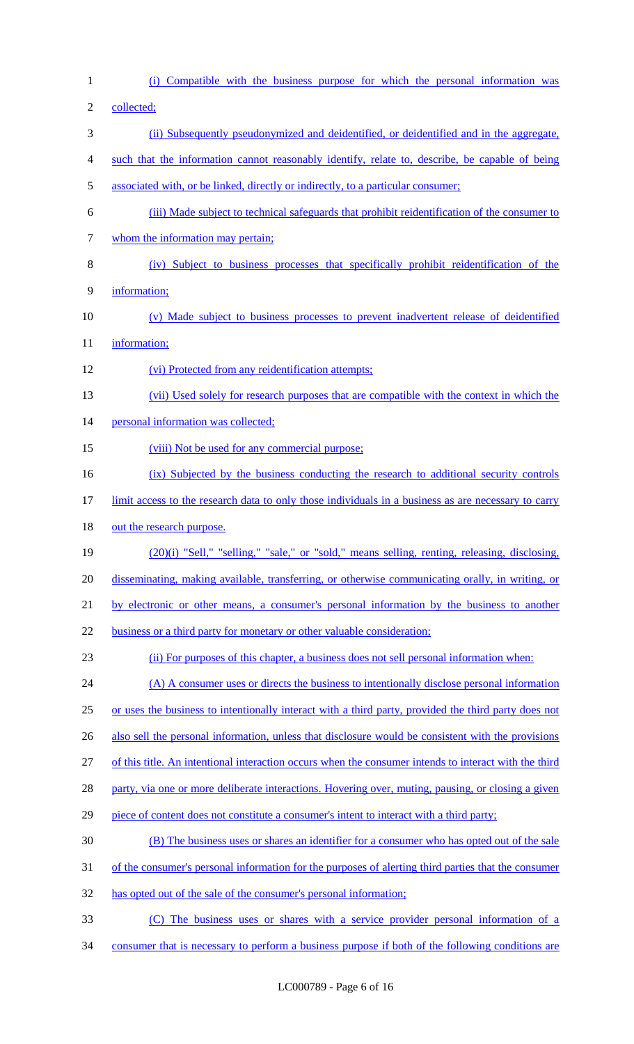(i) Compatible with the business purpose for which the personal information was collected;

(ii) Subsequently pseudonymized and deidentified, or deidentified and in the aggregate, such that the information cannot reasonably identify, relate to, describe, be capable of being associated with, or be linked, directly or indirectly, to a particular consumer;

(iii) Made subject to technical safeguards that prohibit reidentification of the consumer to whom the information may pertain;

(iv) Subject to business processes that specifically prohibit reidentification of the information;

(v) Made subject to business processes to prevent inadvertent release of deidentified information;

(vi) Protected from any reidentification attempts;

(vii) Used solely for research purposes that are compatible with the context in which the personal information was collected;

(viii) Not be used for any commercial purpose;

(ix) Subjected by the business conducting the research to additional security controls limit access to the research data to only those individuals in a business as are necessary to carry out the research purpose.

(20)(i) "Sell," "selling," "sale," or "sold," means selling, renting, releasing, disclosing, disseminating, making available, transferring, or otherwise communicating orally, in writing, or by electronic or other means, a consumer's personal information by the business to another business or a third party for monetary or other valuable consideration;

(ii) For purposes of this chapter, a business does not sell personal information when:

(A) A consumer uses or directs the business to intentionally disclose personal information or uses the business to intentionally interact with a third party, provided the third party does not also sell the personal information, unless that disclosure would be consistent with the provisions of this title. An intentional interaction occurs when the consumer intends to interact with the third party, via one or more deliberate interactions. Hovering over, muting, pausing, or closing a given piece of content does not constitute a consumer's intent to interact with a third party;

(B) The business uses or shares an identifier for a consumer who has opted out of the sale of the consumer's personal information for the purposes of alerting third parties that the consumer has opted out of the sale of the consumer's personal information;

(C) The business uses or shares with a service provider personal information of a consumer that is necessary to perform a business purpose if both of the following conditions are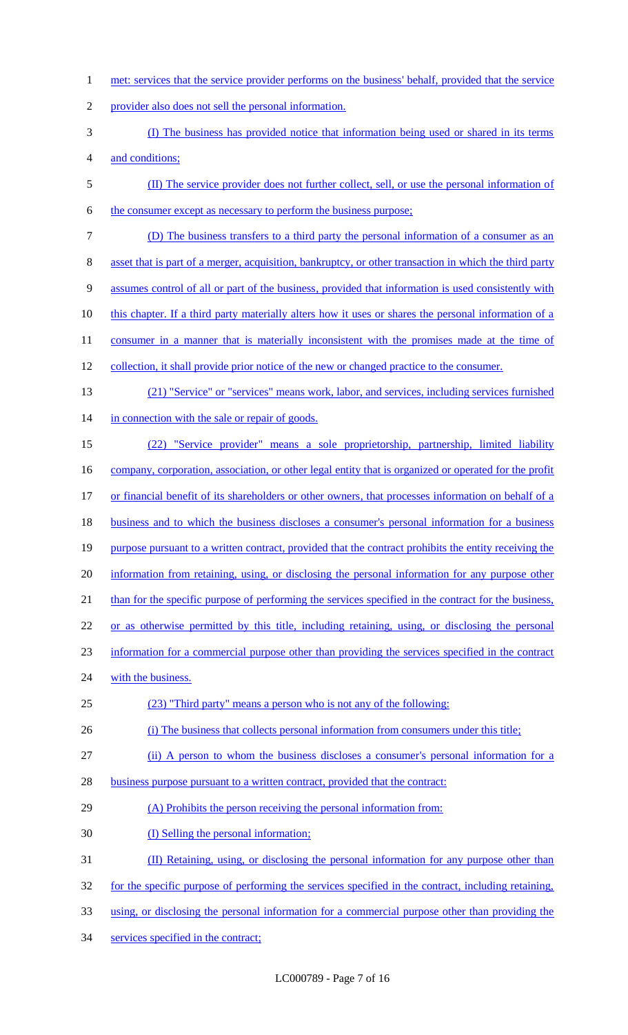met: services that the service provider performs on the business' behalf, provided that the service provider also does not sell the personal information.

(I) The business has provided notice that information being used or shared in its terms and conditions;

(II) The service provider does not further collect, sell, or use the personal information of the consumer except as necessary to perform the business purpose;

(D) The business transfers to a third party the personal information of a consumer as an asset that is part of a merger, acquisition, bankruptcy, or other transaction in which the third party assumes control of all or part of the business, provided that information is used consistently with this chapter. If a third party materially alters how it uses or shares the personal information of a consumer in a manner that is materially inconsistent with the promises made at the time of collection, it shall provide prior notice of the new or changed practice to the consumer.

(21) "Service" or "services" means work, labor, and services, including services furnished in connection with the sale or repair of goods.

(22) "Service provider" means a sole proprietorship, partnership, limited liability company, corporation, association, or other legal entity that is organized or operated for the profit or financial benefit of its shareholders or other owners, that processes information on behalf of a business and to which the business discloses a consumer's personal information for a business purpose pursuant to a written contract, provided that the contract prohibits the entity receiving the information from retaining, using, or disclosing the personal information for any purpose other than for the specific purpose of performing the services specified in the contract for the business, or as otherwise permitted by this title, including retaining, using, or disclosing the personal information for a commercial purpose other than providing the services specified in the contract with the business.

(23) "Third party" means a person who is not any of the following:

(i) The business that collects personal information from consumers under this title;

(ii) A person to whom the business discloses a consumer's personal information for a business purpose pursuant to a written contract, provided that the contract:

(A) Prohibits the person receiving the personal information from:

(I) Selling the personal information;

(II) Retaining, using, or disclosing the personal information for any purpose other than for the specific purpose of performing the services specified in the contract, including retaining, using, or disclosing the personal information for a commercial purpose other than providing the services specified in the contract;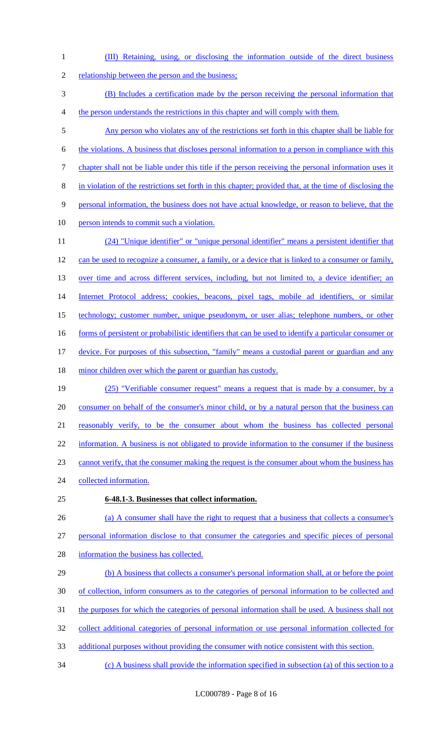(III) Retaining, using, or disclosing the information outside of the direct business relationship between the person and the business;

(B) Includes a certification made by the person receiving the personal information that the person understands the restrictions in this chapter and will comply with them.

Any person who violates any of the restrictions set forth in this chapter shall be liable for the violations. A business that discloses personal information to a person in compliance with this chapter shall not be liable under this title if the person receiving the personal information uses it in violation of the restrictions set forth in this chapter; provided that, at the time of disclosing the personal information, the business does not have actual knowledge, or reason to believe, that the person intends to commit such a violation.

(24) "Unique identifier" or "unique personal identifier" means a persistent identifier that can be used to recognize a consumer, a family, or a device that is linked to a consumer or family, over time and across different services, including, but not limited to, a device identifier; an Internet Protocol address; cookies, beacons, pixel tags, mobile ad identifiers, or similar technology; customer number, unique pseudonym, or user alias; telephone numbers, or other forms of persistent or probabilistic identifiers that can be used to identify a particular consumer or device. For purposes of this subsection, "family" means a custodial parent or guardian and any minor children over which the parent or guardian has custody.

(25) "Verifiable consumer request" means a request that is made by a consumer, by a consumer on behalf of the consumer's minor child, or by a natural person that the business can reasonably verify, to be the consumer about whom the business has collected personal information. A business is not obligated to provide information to the consumer if the business cannot verify, that the consumer making the request is the consumer about whom the business has collected information.

**6-48.1-3. Businesses that collect information.**

(a) A consumer shall have the right to request that a business that collects a consumer's personal information disclose to that consumer the categories and specific pieces of personal information the business has collected.

(b) A business that collects a consumer's personal information shall, at or before the point of collection, inform consumers as to the categories of personal information to be collected and the purposes for which the categories of personal information shall be used. A business shall not collect additional categories of personal information or use personal information collected for additional purposes without providing the consumer with notice consistent with this section.

(c) A business shall provide the information specified in subsection (a) of this section to a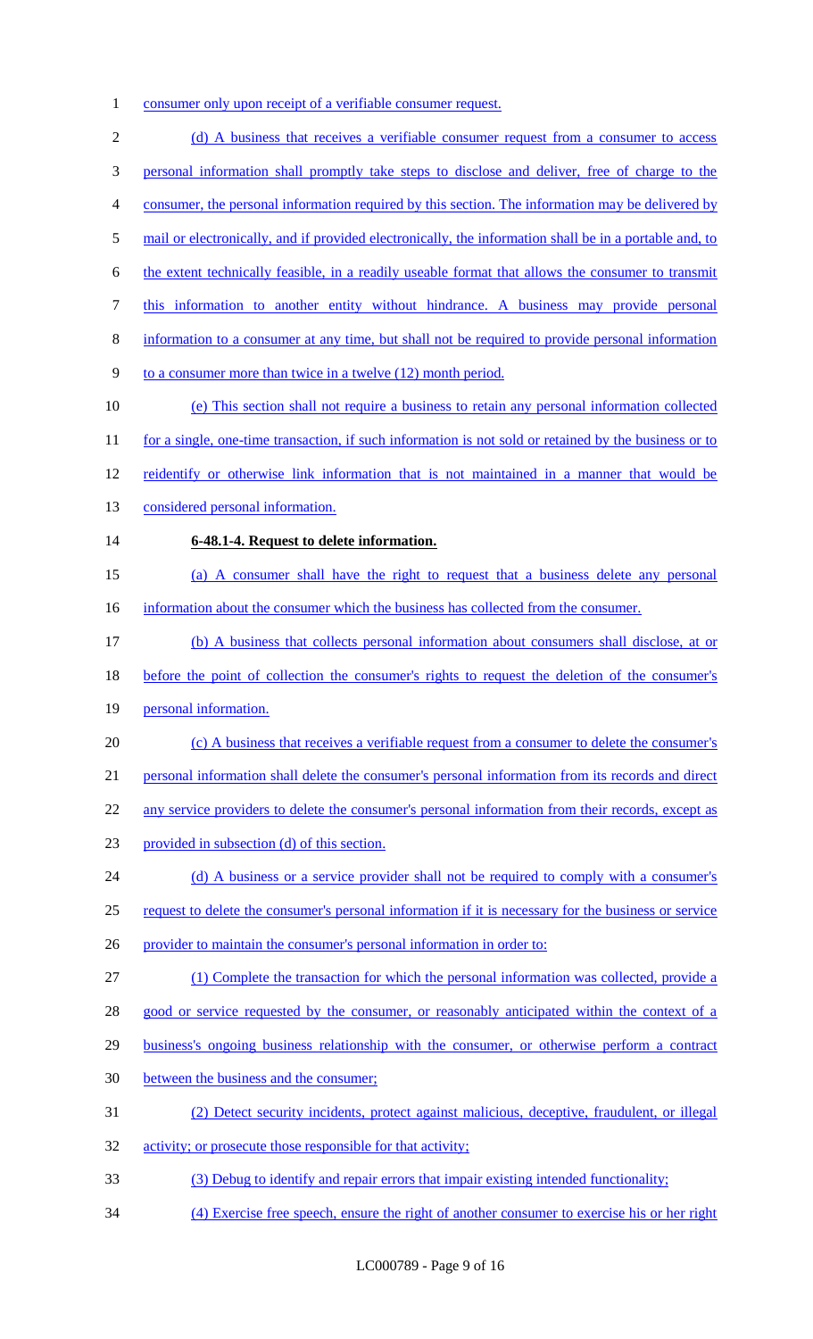consumer only upon receipt of a verifiable consumer request.

(d) A business that receives a verifiable consumer request from a consumer to access personal information shall promptly take steps to disclose and deliver, free of charge to the consumer, the personal information required by this section. The information may be delivered by mail or electronically, and if provided electronically, the information shall be in a portable and, to the extent technically feasible, in a readily useable format that allows the consumer to transmit this information to another entity without hindrance. A business may provide personal information to a consumer at any time, but shall not be required to provide personal information to a consumer more than twice in a twelve (12) month period.

(e) This section shall not require a business to retain any personal information collected for a single, one-time transaction, if such information is not sold or retained by the business or to reidentify or otherwise link information that is not maintained in a manner that would be considered personal information.

**6-48.1-4. Request to delete information.**

(a) A consumer shall have the right to request that a business delete any personal information about the consumer which the business has collected from the consumer.

(b) A business that collects personal information about consumers shall disclose, at or before the point of collection the consumer's rights to request the deletion of the consumer's personal information.

(c) A business that receives a verifiable request from a consumer to delete the consumer's personal information shall delete the consumer's personal information from its records and direct any service providers to delete the consumer's personal information from their records, except as provided in subsection (d) of this section.

(d) A business or a service provider shall not be required to comply with a consumer's request to delete the consumer's personal information if it is necessary for the business or service provider to maintain the consumer's personal information in order to:

(1) Complete the transaction for which the personal information was collected, provide a good or service requested by the consumer, or reasonably anticipated within the context of a business's ongoing business relationship with the consumer, or otherwise perform a contract between the business and the consumer;

(2) Detect security incidents, protect against malicious, deceptive, fraudulent, or illegal activity; or prosecute those responsible for that activity;

(3) Debug to identify and repair errors that impair existing intended functionality;

(4) Exercise free speech, ensure the right of another consumer to exercise his or her right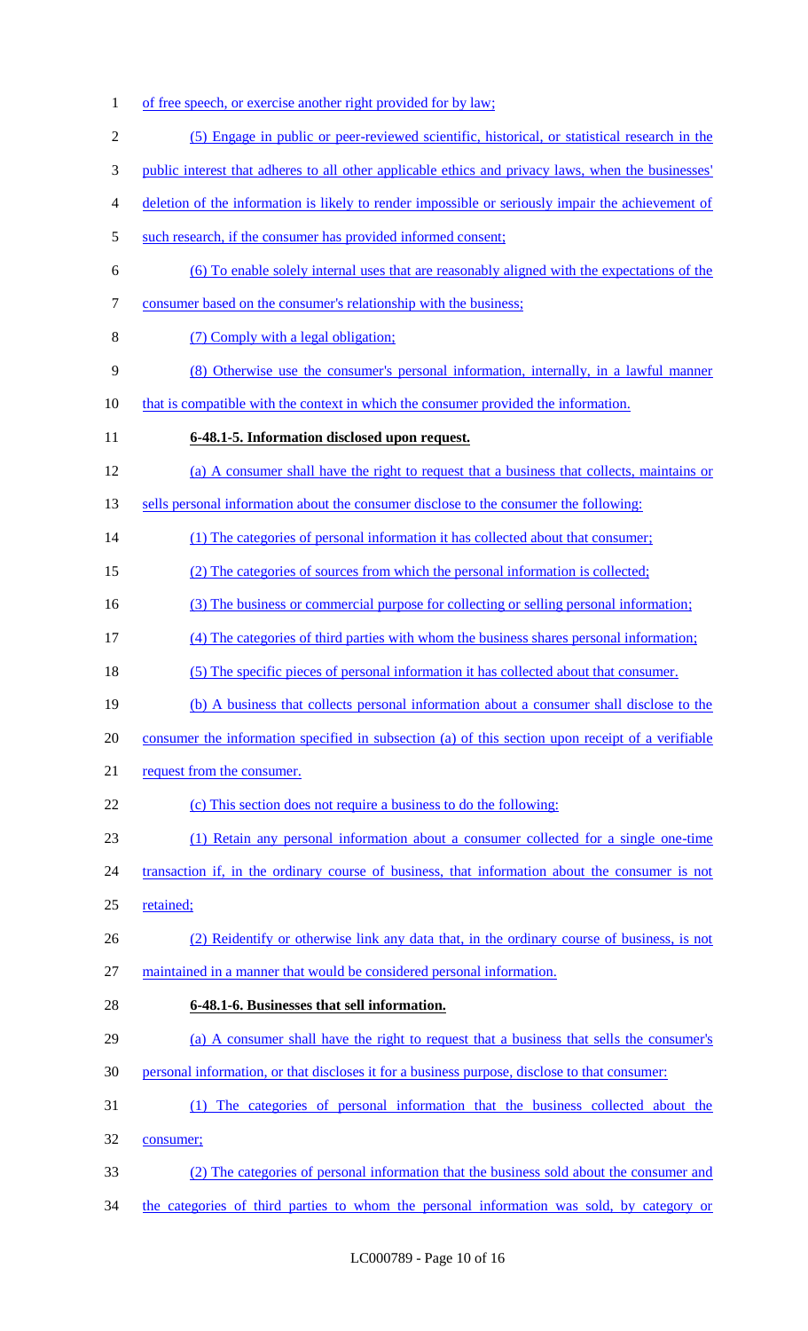of free speech, or exercise another right provided for by law;

(5) Engage in public or peer-reviewed scientific, historical, or statistical research in the public interest that adheres to all other applicable ethics and privacy laws, when the businesses' deletion of the information is likely to render impossible or seriously impair the achievement of such research, if the consumer has provided informed consent;

(6) To enable solely internal uses that are reasonably aligned with the expectations of the consumer based on the consumer's relationship with the business;

(7) Comply with a legal obligation;

(8) Otherwise use the consumer's personal information, internally, in a lawful manner that is compatible with the context in which the consumer provided the information.

**6-48.1-5. Information disclosed upon request.**

(a) A consumer shall have the right to request that a business that collects, maintains or sells personal information about the consumer disclose to the consumer the following:

(1) The categories of personal information it has collected about that consumer;

(2) The categories of sources from which the personal information is collected;

(3) The business or commercial purpose for collecting or selling personal information;

(4) The categories of third parties with whom the business shares personal information;

(5) The specific pieces of personal information it has collected about that consumer.

(b) A business that collects personal information about a consumer shall disclose to the consumer the information specified in subsection (a) of this section upon receipt of a verifiable request from the consumer.

(c) This section does not require a business to do the following:

(1) Retain any personal information about a consumer collected for a single one-time transaction if, in the ordinary course of business, that information about the consumer is not retained;

(2) Reidentify or otherwise link any data that, in the ordinary course of business, is not maintained in a manner that would be considered personal information.

**6-48.1-6. Businesses that sell information.**

(a) A consumer shall have the right to request that a business that sells the consumer's personal information, or that discloses it for a business purpose, disclose to that consumer:

(1) The categories of personal information that the business collected about the consumer;

(2) The categories of personal information that the business sold about the consumer and the categories of third parties to whom the personal information was sold, by category or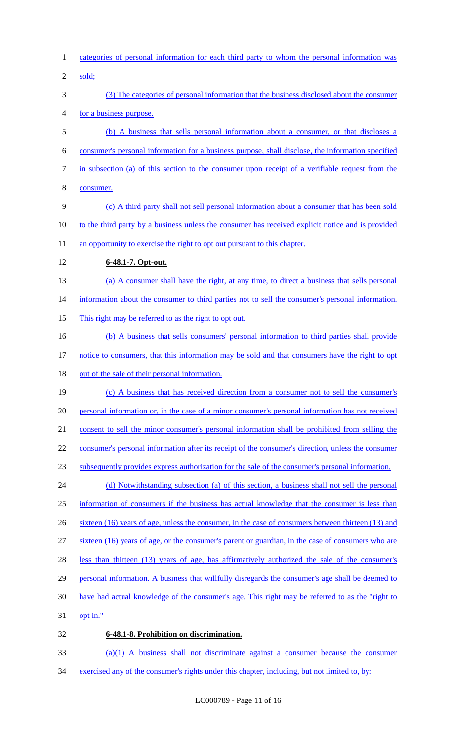categories of personal information for each third party to whom the personal information was sold;

(3) The categories of personal information that the business disclosed about the consumer for a business purpose.

(b) A business that sells personal information about a consumer, or that discloses a consumer's personal information for a business purpose, shall disclose, the information specified in subsection (a) of this section to the consumer upon receipt of a verifiable request from the consumer.

(c) A third party shall not sell personal information about a consumer that has been sold to the third party by a business unless the consumer has received explicit notice and is provided an opportunity to exercise the right to opt out pursuant to this chapter.

**6-48.1-7. Opt-out.**

(a) A consumer shall have the right, at any time, to direct a business that sells personal information about the consumer to third parties not to sell the consumer's personal information. This right may be referred to as the right to opt out.

(b) A business that sells consumers' personal information to third parties shall provide notice to consumers, that this information may be sold and that consumers have the right to opt out of the sale of their personal information.

(c) A business that has received direction from a consumer not to sell the consumer's personal information or, in the case of a minor consumer's personal information has not received consent to sell the minor consumer's personal information shall be prohibited from selling the consumer's personal information after its receipt of the consumer's direction, unless the consumer subsequently provides express authorization for the sale of the consumer's personal information.

(d) Notwithstanding subsection (a) of this section, a business shall not sell the personal information of consumers if the business has actual knowledge that the consumer is less than sixteen (16) years of age, unless the consumer, in the case of consumers between thirteen (13) and sixteen (16) years of age, or the consumer's parent or guardian, in the case of consumers who are less than thirteen (13) years of age, has affirmatively authorized the sale of the consumer's personal information. A business that willfully disregards the consumer's age shall be deemed to have had actual knowledge of the consumer's age. This right may be referred to as the "right to opt in."

**6-48.1-8. Prohibition on discrimination.**

(a)(1) A business shall not discriminate against a consumer because the consumer exercised any of the consumer's rights under this chapter, including, but not limited to, by: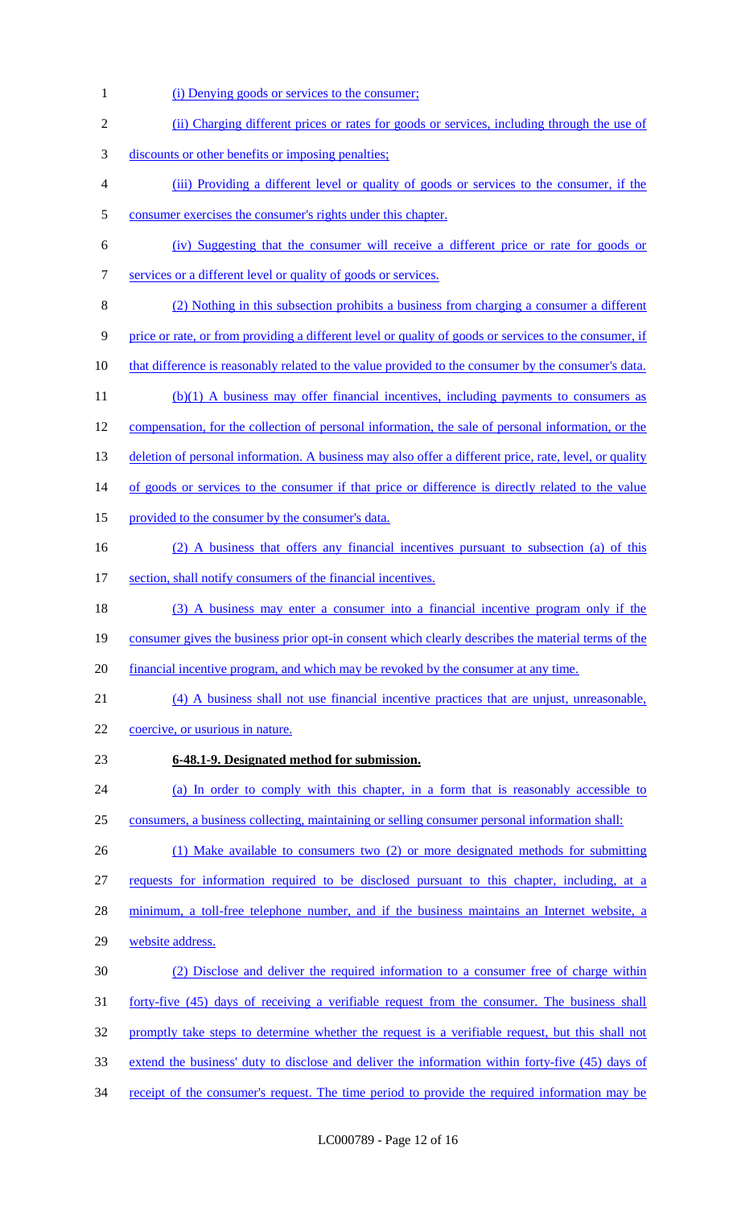(i) Denying goods or services to the consumer;

(ii) Charging different prices or rates for goods or services, including through the use of discounts or other benefits or imposing penalties;

(iii) Providing a different level or quality of goods or services to the consumer, if the consumer exercises the consumer's rights under this chapter.

(iv) Suggesting that the consumer will receive a different price or rate for goods or services or a different level or quality of goods or services.

(2) Nothing in this subsection prohibits a business from charging a consumer a different price or rate, or from providing a different level or quality of goods or services to the consumer, if that difference is reasonably related to the value provided to the consumer by the consumer's data.

(b)(1) A business may offer financial incentives, including payments to consumers as compensation, for the collection of personal information, the sale of personal information, or the deletion of personal information. A business may also offer a different price, rate, level, or quality of goods or services to the consumer if that price or difference is directly related to the value provided to the consumer by the consumer's data.

(2) A business that offers any financial incentives pursuant to subsection (a) of this section, shall notify consumers of the financial incentives.

(3) A business may enter a consumer into a financial incentive program only if the consumer gives the business prior opt-in consent which clearly describes the material terms of the financial incentive program, and which may be revoked by the consumer at any time.

(4) A business shall not use financial incentive practices that are unjust, unreasonable, coercive, or usurious in nature.

**6-48.1-9. Designated method for submission.**

(a) In order to comply with this chapter, in a form that is reasonably accessible to consumers, a business collecting, maintaining or selling consumer personal information shall:

(1) Make available to consumers two (2) or more designated methods for submitting requests for information required to be disclosed pursuant to this chapter, including, at a minimum, a toll-free telephone number, and if the business maintains an Internet website, a website address.

(2) Disclose and deliver the required information to a consumer free of charge within forty-five (45) days of receiving a verifiable request from the consumer. The business shall promptly take steps to determine whether the request is a verifiable request, but this shall not extend the business' duty to disclose and deliver the information within forty-five (45) days of receipt of the consumer's request. The time period to provide the required information may be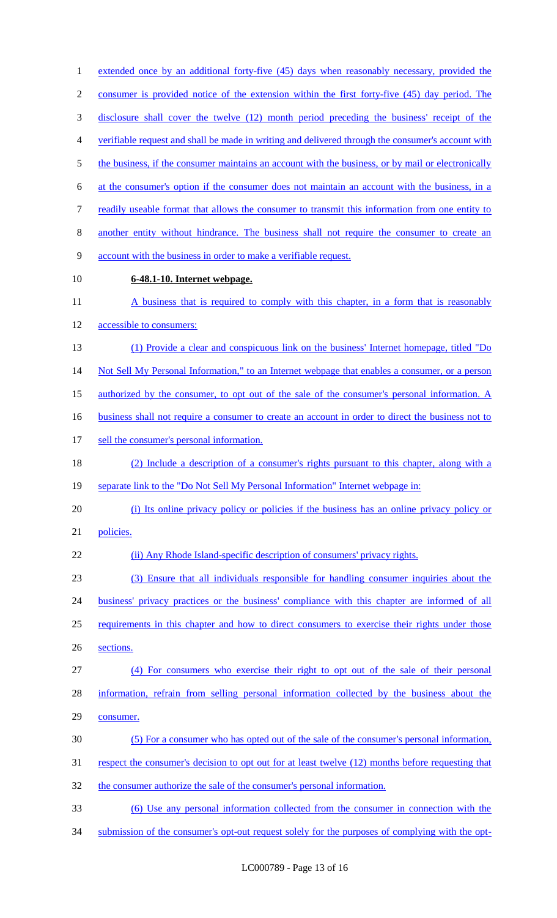extended once by an additional forty-five (45) days when reasonably necessary, provided the consumer is provided notice of the extension within the first forty-five (45) day period. The disclosure shall cover the twelve (12) month period preceding the business' receipt of the verifiable request and shall be made in writing and delivered through the consumer's account with the business, if the consumer maintains an account with the business, or by mail or electronically at the consumer's option if the consumer does not maintain an account with the business, in a readily useable format that allows the consumer to transmit this information from one entity to another entity without hindrance. The business shall not require the consumer to create an account with the business in order to make a verifiable request.

**6-48.1-10. Internet webpage.**

A business that is required to comply with this chapter, in a form that is reasonably accessible to consumers:

(1) Provide a clear and conspicuous link on the business' Internet homepage, titled "Do Not Sell My Personal Information," to an Internet webpage that enables a consumer, or a person authorized by the consumer, to opt out of the sale of the consumer's personal information. A business shall not require a consumer to create an account in order to direct the business not to sell the consumer's personal information.

(2) Include a description of a consumer's rights pursuant to this chapter, along with a separate link to the "Do Not Sell My Personal Information" Internet webpage in:

(i) Its online privacy policy or policies if the business has an online privacy policy or policies.

(ii) Any Rhode Island-specific description of consumers' privacy rights.

(3) Ensure that all individuals responsible for handling consumer inquiries about the business' privacy practices or the business' compliance with this chapter are informed of all requirements in this chapter and how to direct consumers to exercise their rights under those sections.

(4) For consumers who exercise their right to opt out of the sale of their personal information, refrain from selling personal information collected by the business about the consumer.

(5) For a consumer who has opted out of the sale of the consumer's personal information, respect the consumer's decision to opt out for at least twelve (12) months before requesting that the consumer authorize the sale of the consumer's personal information.

(6) Use any personal information collected from the consumer in connection with the submission of the consumer's opt-out request solely for the purposes of complying with the opt-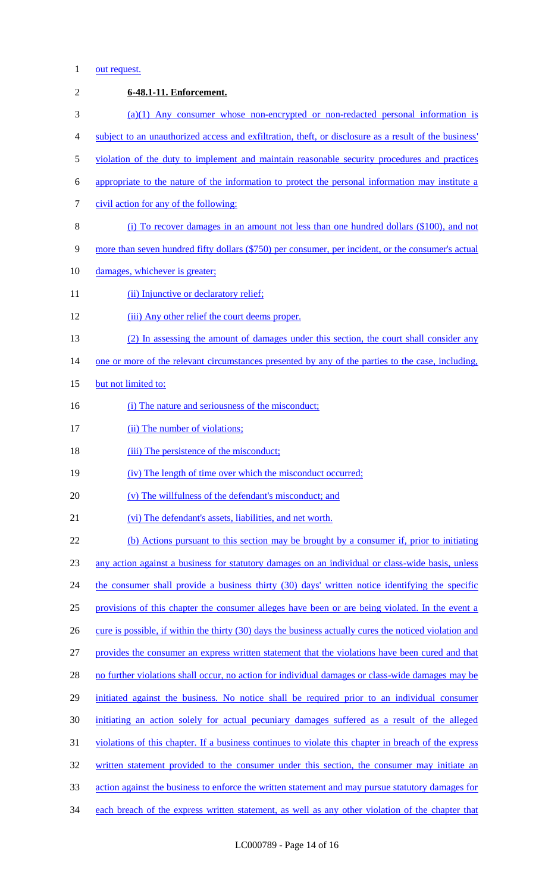out request.

**6-48.1-11. Enforcement.**

(a)(1) Any consumer whose non-encrypted or non-redacted personal information is subject to an unauthorized access and exfiltration, theft, or disclosure as a result of the business' violation of the duty to implement and maintain reasonable security procedures and practices appropriate to the nature of the information to protect the personal information may institute a civil action for any of the following:

(i) To recover damages in an amount not less than one hundred dollars ($100), and not more than seven hundred fifty dollars ($750) per consumer, per incident, or the consumer's actual damages, whichever is greater;

(ii) Injunctive or declaratory relief;

(iii) Any other relief the court deems proper.

(2) In assessing the amount of damages under this section, the court shall consider any one or more of the relevant circumstances presented by any of the parties to the case, including, but not limited to:

(i) The nature and seriousness of the misconduct;

(ii) The number of violations;

(iii) The persistence of the misconduct;

(iv) The length of time over which the misconduct occurred;

(v) The willfulness of the defendant's misconduct; and

(vi) The defendant's assets, liabilities, and net worth.

(b) Actions pursuant to this section may be brought by a consumer if, prior to initiating any action against a business for statutory damages on an individual or class-wide basis, unless the consumer shall provide a business thirty (30) days' written notice identifying the specific provisions of this chapter the consumer alleges have been or are being violated. In the event a cure is possible, if within the thirty (30) days the business actually cures the noticed violation and provides the consumer an express written statement that the violations have been cured and that no further violations shall occur, no action for individual damages or class-wide damages may be initiated against the business. No notice shall be required prior to an individual consumer initiating an action solely for actual pecuniary damages suffered as a result of the alleged violations of this chapter. If a business continues to violate this chapter in breach of the express written statement provided to the consumer under this section, the consumer may initiate an action against the business to enforce the written statement and may pursue statutory damages for each breach of the express written statement, as well as any other violation of the chapter that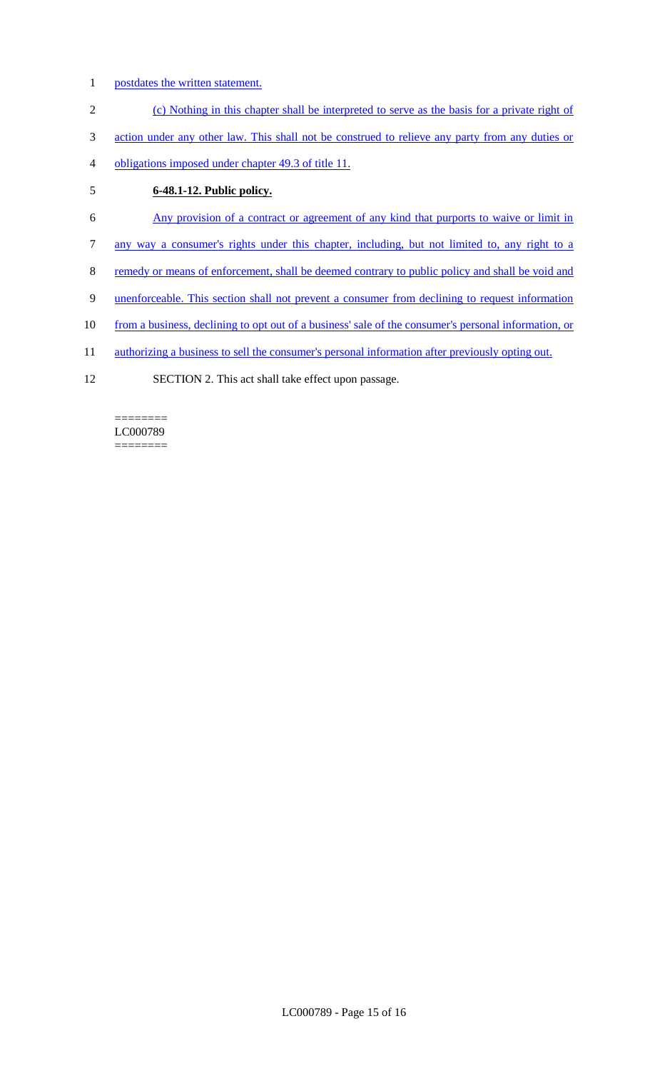postdates the written statement.

(c) Nothing in this chapter shall be interpreted to serve as the basis for a private right of action under any other law. This shall not be construed to relieve any party from any duties or obligations imposed under chapter 49.3 of title 11.

**6-48.1-12. Public policy.**

Any provision of a contract or agreement of any kind that purports to waive or limit in any way a consumer's rights under this chapter, including, but not limited to, any right to a remedy or means of enforcement, shall be deemed contrary to public policy and shall be void and unenforceable. This section shall not prevent a consumer from declining to request information from a business, declining to opt out of a business' sale of the consumer's personal information, or authorizing a business to sell the consumer's personal information after previously opting out.

SECTION 2. This act shall take effect upon passage.

========
LC000789
========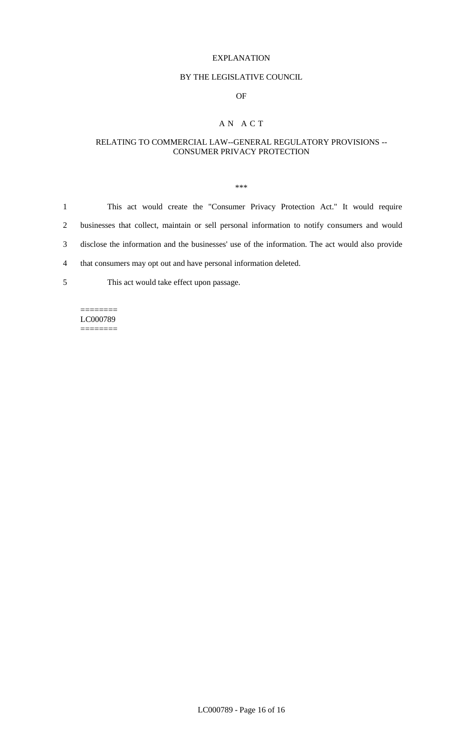EXPLANATION

BY THE LEGISLATIVE COUNCIL

OF

A N A C T

RELATING TO COMMERCIAL LAW--GENERAL REGULATORY PROVISIONS -- CONSUMER PRIVACY PROTECTION

\*\*\*

1 This act would create the "Consumer Privacy Protection Act." It would require
2 businesses that collect, maintain or sell personal information to notify consumers and would
3 disclose the information and the businesses' use of the information. The act would also provide
4 that consumers may opt out and have personal information deleted.
5 This act would take effect upon passage.

========
LC000789
========